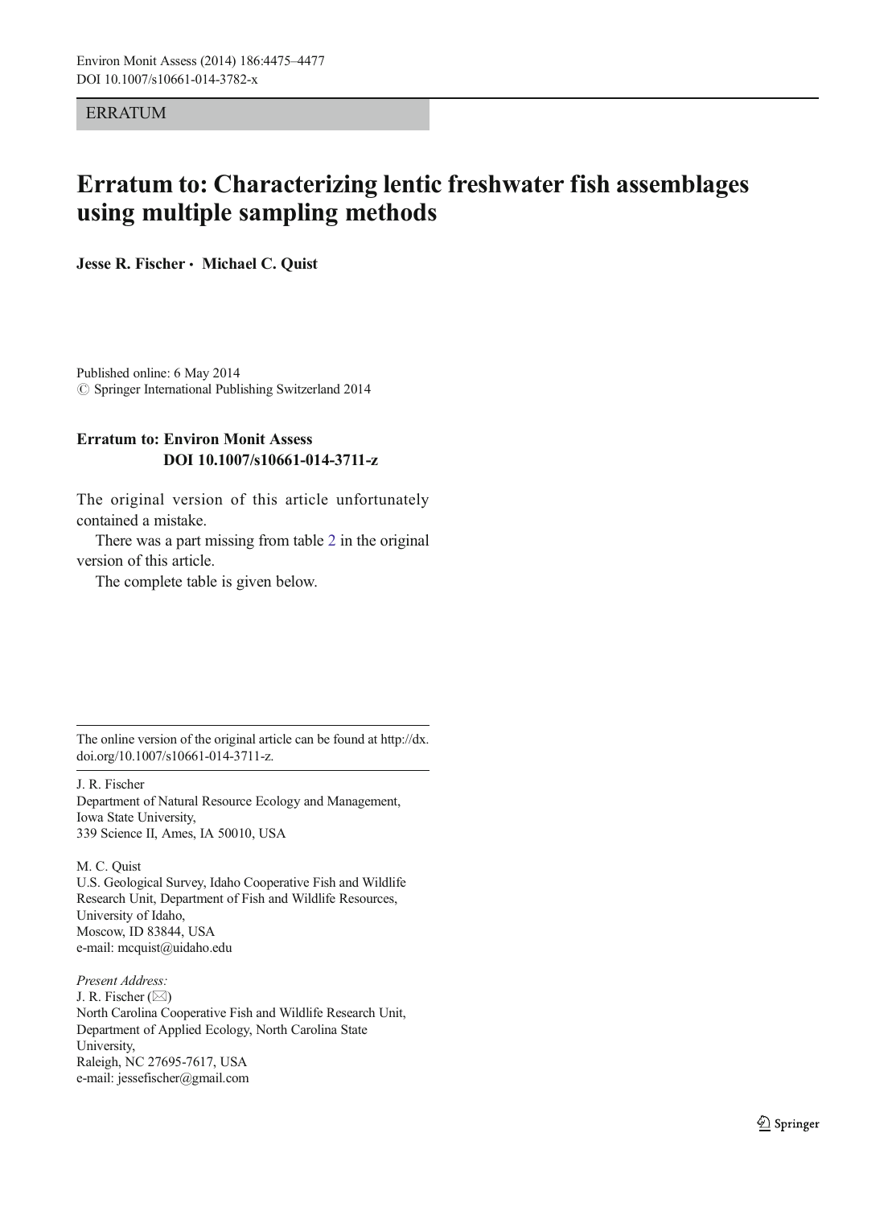ERRATUM

# Erratum to: Characterizing lentic freshwater fish assemblages using multiple sampling methods

**Jesse R. Fischer · Michael C. Quist**

Published online: 6 May 2014
© Springer International Publishing Switzerland 2014

**Erratum to: Environ Monit Assess DOI 10.1007/s10661-014-3711-z**

The original version of this article unfortunately contained a mistake.

There was a part missing from table 2 in the original version of this article.

The complete table is given below.

---

The online version of the original article can be found at http://dx.doi.org/10.1007/s10661-014-3711-z.

---

J. R. Fischer
Department of Natural Resource Ecology and Management, Iowa State University, 339 Science II, Ames, IA 50010, USA

M. C. Quist
U.S. Geological Survey, Idaho Cooperative Fish and Wildlife Research Unit, Department of Fish and Wildlife Resources, University of Idaho, Moscow, ID 83844, USA
e-mail: mcquist@uidaho.edu

*Present Address:*
J. R. Fischer (✉)
North Carolina Cooperative Fish and Wildlife Research Unit, Department of Applied Ecology, North Carolina State University, Raleigh, NC 27695-7617, USA
e-mail: jessefischer@gmail.com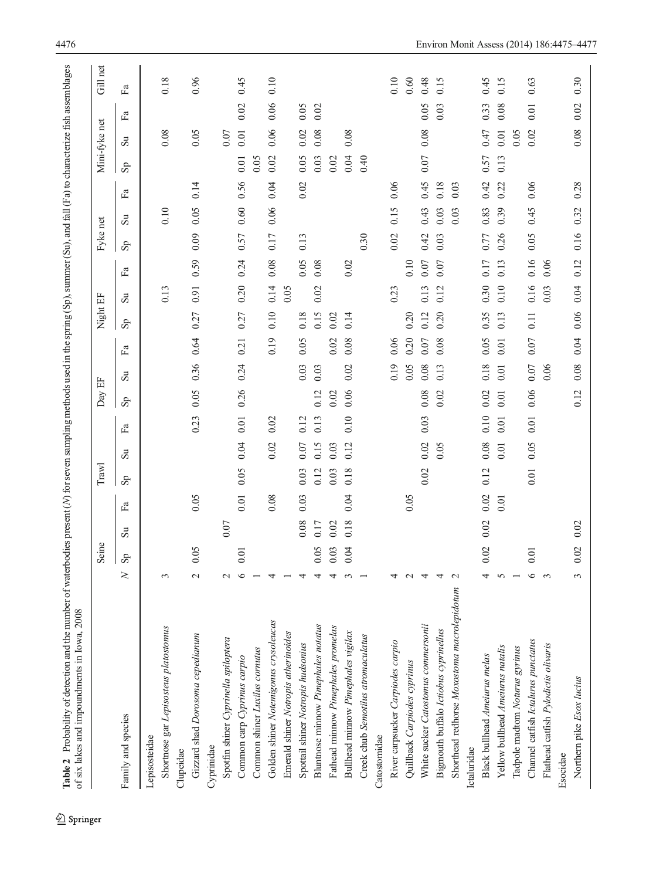**Table 2** Probability of detection and the number of waterbodies present (*N*) for seven sampling methods used in the spring (Sp), summer (Su), and fall (Fa) to characterize fish assemblages of six lakes and impoundments in Iowa, 2008

| Family and species | | Seine | | | Trawl | | | Day EF | | | Night EF | | | Fyke net | | | Mini-fyke net | | | Gill net |
|---|---|---|---|---|---|---|---|---|---|---|---|---|---|---|---|---|---|---|---|---|
| | *N* | Sp | Su | Fa | Sp | Su | Fa | Sp | Su | Fa | Sp | Su | Fa | Sp | Su | Fa | Sp | Su | Fa | Fa |
| Lepisosteidae | | | | | | | | | | | | | | | | | | | | |
| Shortnose gar *Lepisosteus platostomus* | 3 | | | | | | | | | | | 0.13 | | | 0.10 | | | 0.08 | | 0.18 |
| Clupeidae | | | | | | | | | | | | | | | | | | | | |
| Gizzard shad *Dorosoma cepedianum* | 2 | 0.05 | | 0.05 | | | 0.23 | 0.05 | 0.36 | 0.64 | 0.27 | 0.91 | 0.59 | 0.09 | 0.05 | 0.14 | | 0.05 | | 0.96 |
| Cyprinidae | | | | | | | | | | | | | | | | | | | | |
| Spotfin shiner *Cyprinella spiloptera* | 2 | | 0.07 | | | | | | | | | | | | | | | 0.07 | | |
| Common carp *Cyprinus carpio* | 6 | 0.01 | | 0.01 | 0.05 | 0.04 | 0.01 | 0.26 | 0.24 | 0.21 | 0.27 | 0.20 | 0.24 | 0.57 | 0.60 | 0.56 | 0.01 | 0.01 | 0.02 | 0.45 |
| Common shiner *Luxilus cornutus* | 1 | | | | | | | | | | | | | | | | 0.05 | | | |
| Golden shiner *Notemigonus crysoleucas* | 4 | | | 0.08 | | 0.02 | 0.02 | | | 0.19 | 0.10 | 0.14 | 0.08 | 0.17 | 0.06 | 0.04 | 0.02 | 0.06 | 0.06 | 0.10 |
| Emerald shiner *Notropis atherinoides* | 1 | | | | | | | | | | | 0.05 | | | | | | | | |
| Spottail shiner *Notropis hudsonius* | 4 | | 0.08 | 0.03 | 0.03 | 0.07 | 0.12 | | 0.03 | 0.05 | 0.18 | | 0.05 | 0.13 | | 0.02 | 0.05 | 0.02 | 0.05 | |
| Bluntnose minnow *Pimephales notatus* | 4 | 0.05 | 0.17 | | 0.12 | 0.15 | 0.13 | 0.12 | 0.03 | | 0.15 | 0.02 | 0.08 | | | | 0.03 | 0.08 | 0.02 | |
| Fathead minnow *Pimephales promelas* | 4 | 0.03 | 0.02 | | 0.03 | 0.03 | | 0.02 | | 0.02 | 0.02 | | | | | | 0.02 | | | |
| Bullhead minnow *Pimephales vigilax* | 3 | 0.04 | 0.18 | 0.04 | 0.18 | 0.12 | 0.10 | 0.06 | 0.02 | 0.08 | 0.14 | | 0.02 | | | | 0.04 | 0.08 | | |
| Creek chub *Semotilus atromaculatus* | 1 | | | | | | | | | | | | | 0.30 | | | 0.40 | | | |
| Catostomidae | | | | | | | | | | | | | | | | | | | | |
| River carpsucker *Carpiodes carpio* | 4 | | | | | | | | 0.19 | 0.06 | | 0.23 | | 0.02 | 0.15 | 0.06 | | | | 0.10 |
| Quillback *Carpiodes cyprinus* | 2 | | | 0.05 | | | | | 0.05 | 0.20 | 0.20 | | 0.10 | | | | | | | 0.60 |
| White sucker *Catostomus commersonii* | 4 | | | | 0.02 | 0.02 | 0.03 | 0.08 | 0.08 | 0.07 | 0.12 | 0.13 | 0.07 | 0.42 | 0.43 | 0.45 | 0.07 | 0.08 | 0.05 | 0.48 |
| Bigmouth buffalo *Ictiobus cyprinellus* | 4 | | | | | 0.05 | | 0.02 | 0.13 | 0.08 | 0.20 | 0.12 | 0.07 | 0.03 | 0.03 | 0.18 | | | 0.03 | 0.15 |
| Shorthead redhorse *Moxostoma macrolepidotum* | 2 | | | | | | | | | | | | | | 0.03 | 0.03 | | | | |
| Ictaluridae | | | | | | | | | | | | | | | | | | | | |
| Black bullhead *Ameiurus melas* | 4 | 0.02 | 0.02 | 0.02 | 0.12 | 0.08 | 0.10 | 0.02 | 0.18 | 0.05 | 0.35 | 0.30 | 0.17 | 0.77 | 0.83 | 0.42 | 0.57 | 0.47 | 0.33 | 0.45 |
| Yellow bullhead *Ameiurus natalis* | 5 | | | 0.01 | | 0.01 | 0.01 | 0.01 | 0.01 | 0.01 | 0.13 | 0.10 | 0.13 | 0.26 | 0.39 | 0.22 | 0.13 | 0.01 | 0.08 | 0.15 |
| Tadpole madtom *Noturus gyrinus* | 1 | | | | | | | | | | | | | | | | | 0.05 | | |
| Channel catfish *Ictalurus punctatus* | 6 | 0.01 | | | 0.01 | 0.05 | 0.01 | 0.06 | 0.07 | 0.07 | 0.11 | 0.16 | 0.16 | 0.05 | 0.45 | 0.06 | | 0.02 | 0.01 | 0.63 |
| Flathead catfish *Pylodictis olivaris* | 3 | | | | | | | | 0.06 | | | 0.03 | 0.06 | | | | | | | |
| Esocidae | | | | | | | | | | | | | | | | | | | | |
| Northern pike *Esox lucius* | 3 | 0.02 | 0.02 | | | | | 0.12 | 0.08 | 0.04 | 0.06 | 0.04 | 0.12 | 0.16 | 0.32 | 0.28 | | 0.08 | 0.02 | 0.30 |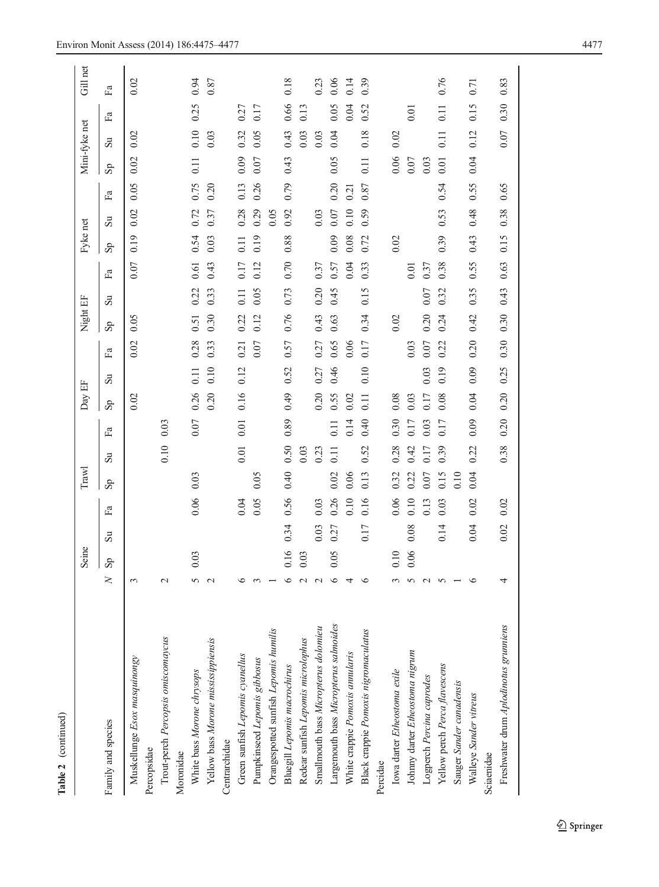**Table 2** (continued)

| Family and species | | Seine | | | Trawl | | | Day EF | | | Night EF | | | Fyke net | | | Mini-fyke net | | | Gill net |
|---|---|---|---|---|---|---|---|---|---|---|---|---|---|---|---|---|---|---|---|---|
| | *N* | Sp | Su | Fa | Sp | Su | Fa | Sp | Su | Fa | Sp | Su | Fa | Sp | Su | Fa | Sp | Su | Fa | Fa |
| Muskellunge *Esox masquinongy* | 3 | | | | | | | 0.02 | | 0.02 | 0.05 | | 0.07 | 0.19 | 0.02 | 0.05 | 0.02 | 0.02 | | 0.02 |
| Percopsidae | | | | | | | | | | | | | | | | | | | | |
| Trout-perch *Percopsis omiscomaycus* | 2 | | | | | 0.10 | 0.03 | | | | | | | | | | | | | |
| Moronidae | | | | | | | | | | | | | | | | | | | | |
| White bass *Morone chrysops* | 5 | 0.03 | | 0.06 | 0.03 | | 0.07 | 0.26 | 0.11 | 0.28 | 0.51 | 0.22 | 0.61 | 0.54 | 0.72 | 0.75 | 0.11 | 0.10 | 0.25 | 0.94 |
| Yellow bass *Morone mississippiensis* | 2 | | | | | | | 0.20 | 0.10 | 0.33 | 0.30 | 0.33 | 0.43 | 0.03 | 0.37 | 0.20 | | 0.03 | | 0.87 |
| Centrarchidae | | | | | | | | | | | | | | | | | | | | |
| Green sunfish *Lepomis cyanellus* | 6 | | | 0.04 | | 0.01 | 0.01 | 0.16 | 0.12 | 0.21 | 0.22 | 0.11 | 0.17 | 0.11 | 0.28 | 0.13 | 0.09 | 0.32 | 0.27 | |
| Pumpkinseed *Lepomis gibbosus* | 3 | | | 0.05 | 0.05 | | | | | 0.07 | 0.12 | 0.05 | 0.12 | 0.19 | 0.29 | 0.26 | 0.07 | 0.05 | 0.17 | |
| Orangespotted sunfish *Lepomis humilis* | 1 | | | | | | | | | | | | | | 0.05 | | | | | |
| Bluegill *Lepomis macrochirus* | 6 | 0.16 | 0.34 | 0.56 | 0.40 | 0.50 | 0.89 | 0.49 | 0.52 | 0.57 | 0.76 | 0.73 | 0.70 | 0.88 | 0.92 | 0.79 | 0.43 | 0.43 | 0.66 | 0.18 |
| Redear sunfish *Lepomis microlophus* | 2 | 0.03 | | | | 0.03 | | | | | | | | | | | | 0.03 | 0.13 | |
| Smallmouth bass *Micropterus dolomieu* | 2 | | 0.03 | 0.03 | | 0.23 | | 0.20 | 0.27 | 0.27 | 0.43 | 0.20 | 0.37 | | 0.03 | | | 0.03 | | 0.23 |
| Largemouth bass *Micropterus salmoides* | 6 | 0.05 | 0.27 | 0.26 | 0.02 | 0.11 | 0.11 | 0.55 | 0.46 | 0.65 | 0.63 | 0.45 | 0.57 | 0.09 | 0.07 | 0.20 | 0.05 | 0.04 | 0.05 | 0.06 |
| White crappie *Pomoxis annularis* | 4 | | | 0.10 | 0.06 | | 0.14 | 0.02 | | 0.06 | | | 0.04 | 0.08 | 0.10 | 0.21 | | | 0.04 | 0.14 |
| Black crappie *Pomoxis nigromaculatus* | 6 | | 0.17 | 0.16 | 0.13 | 0.52 | 0.40 | 0.11 | 0.10 | 0.17 | 0.34 | 0.15 | 0.33 | 0.72 | 0.59 | 0.87 | 0.11 | 0.18 | 0.52 | 0.39 |
| Percidae | | | | | | | | | | | | | | | | | | | | |
| Iowa darter *Etheostoma exile* | 3 | 0.10 | | 0.06 | 0.32 | 0.28 | 0.30 | 0.08 | | | 0.02 | | | 0.02 | | | 0.06 | 0.02 | | |
| Johnny darter *Etheostoma nigrum* | 5 | 0.06 | 0.08 | 0.10 | 0.22 | 0.42 | 0.17 | 0.03 | | 0.03 | | | 0.01 | | | | 0.07 | | 0.01 | |
| Logperch *Percina caprodes* | 2 | | | 0.13 | 0.07 | 0.17 | 0.03 | 0.17 | 0.03 | 0.07 | 0.20 | 0.07 | 0.37 | | | | 0.03 | | | |
| Yellow perch *Perca flavescens* | 5 | | 0.14 | 0.03 | 0.15 | 0.39 | 0.17 | 0.08 | 0.19 | 0.22 | 0.24 | 0.32 | 0.38 | 0.39 | 0.53 | 0.54 | 0.01 | 0.11 | 0.11 | 0.76 |
| Sauger *Sander canadensis* | 1 | | | | 0.10 | | | | | | | | | | | | | | | |
| Walleye *Sander vitreus* | 6 | | 0.04 | 0.02 | 0.04 | 0.22 | 0.09 | 0.04 | 0.09 | 0.20 | 0.42 | 0.35 | 0.55 | 0.43 | 0.48 | 0.55 | 0.04 | 0.12 | 0.15 | 0.71 |
| Sciaenidae | | | | | | | | | | | | | | | | | | | | |
| Freshwater drum *Aplodinotus grunniens* | 4 | | 0.02 | 0.02 | | 0.38 | 0.20 | 0.20 | 0.25 | 0.30 | 0.30 | 0.43 | 0.63 | 0.15 | 0.38 | 0.65 | | 0.07 | 0.30 | 0.83 |